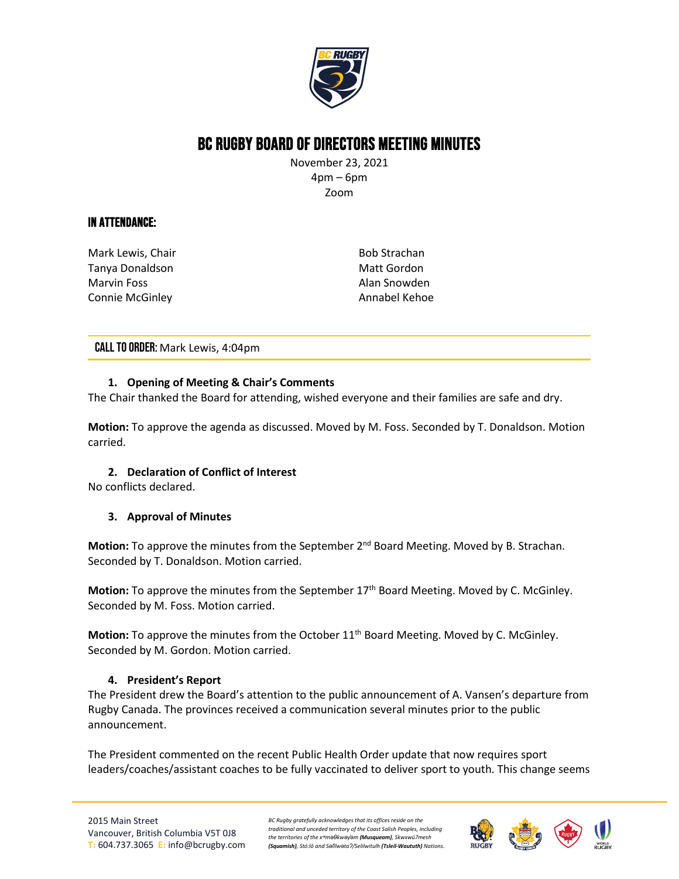# BC RUGBY BOARD OF DIRECTORS MEETING MINUTES

November 23, 2021
4pm – 6pm
Zoom

## IN ATTENDANCE:

Mark Lewis, Chair
Tanya Donaldson
Marvin Foss
Connie McGinley
Bob Strachan
Matt Gordon
Alan Snowden
Annabel Kehoe

**CALL TO ORDER:** Mark Lewis, 4:04pm

### 1. Opening of Meeting & Chair's Comments

The Chair thanked the Board for attending, wished everyone and their families are safe and dry.

**Motion:** To approve the agenda as discussed. Moved by M. Foss. Seconded by T. Donaldson. Motion carried.

### 2. Declaration of Conflict of Interest

No conflicts declared.

### 3. Approval of Minutes

**Motion:** To approve the minutes from the September 2nd Board Meeting. Moved by B. Strachan. Seconded by T. Donaldson. Motion carried.

**Motion:** To approve the minutes from the September 17th Board Meeting. Moved by C. McGinley. Seconded by M. Foss. Motion carried.

**Motion:** To approve the minutes from the October 11th Board Meeting. Moved by C. McGinley. Seconded by M. Gordon. Motion carried.

### 4. President's Report

The President drew the Board's attention to the public announcement of A. Vansen's departure from Rugby Canada. The provinces received a communication several minutes prior to the public announcement.

The President commented on the recent Public Health Order update that now requires sport leaders/coaches/assistant coaches to be fully vaccinated to deliver sport to youth. This change seems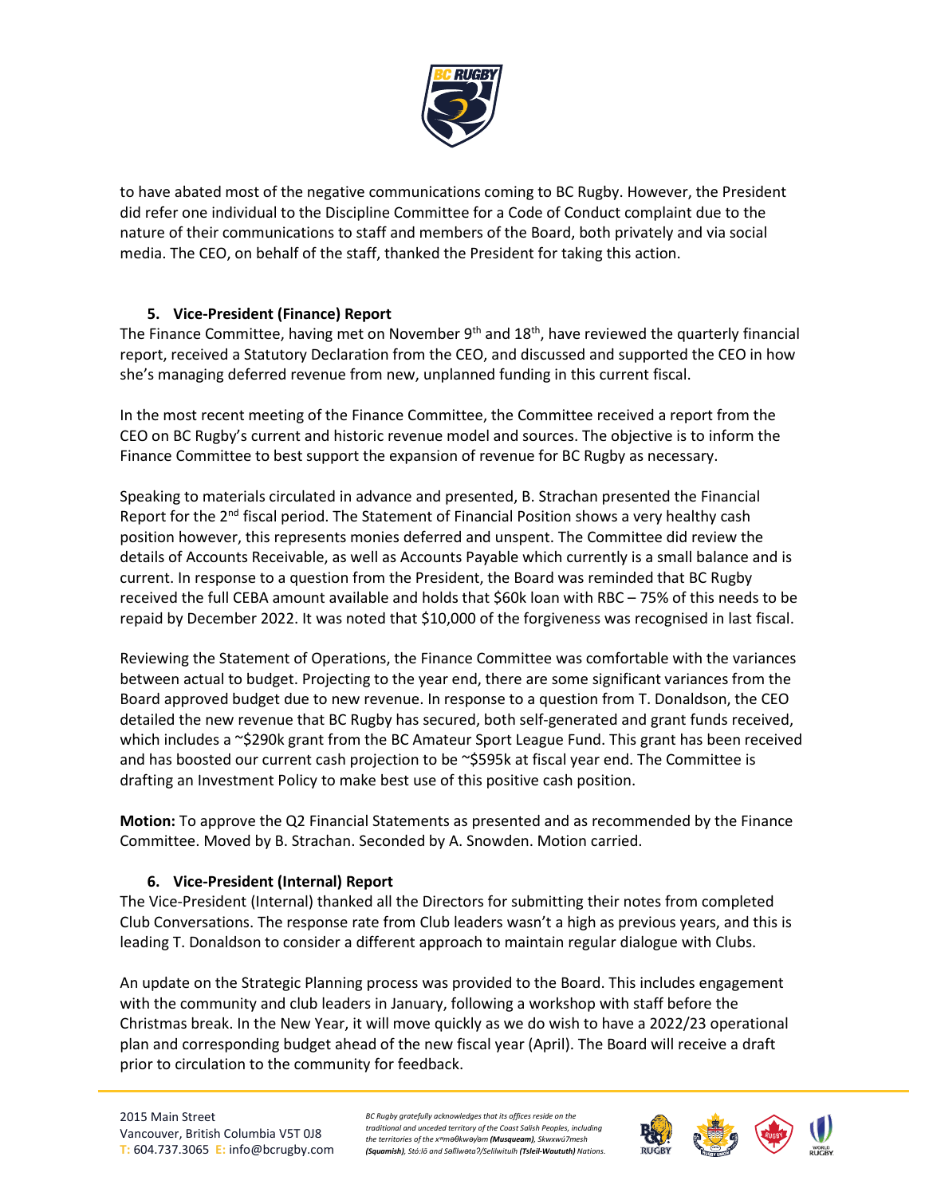to have abated most of the negative communications coming to BC Rugby. However, the President did refer one individual to the Discipline Committee for a Code of Conduct complaint due to the nature of their communications to staff and members of the Board, both privately and via social media. The CEO, on behalf of the staff, thanked the President for taking this action.

5. **Vice-President (Finance) Report**

The Finance Committee, having met on November 9th and 18th, have reviewed the quarterly financial report, received a Statutory Declaration from the CEO, and discussed and supported the CEO in how she's managing deferred revenue from new, unplanned funding in this current fiscal.

In the most recent meeting of the Finance Committee, the Committee received a report from the CEO on BC Rugby's current and historic revenue model and sources. The objective is to inform the Finance Committee to best support the expansion of revenue for BC Rugby as necessary.

Speaking to materials circulated in advance and presented, B. Strachan presented the Financial Report for the 2nd fiscal period. The Statement of Financial Position shows a very healthy cash position however, this represents monies deferred and unspent. The Committee did review the details of Accounts Receivable, as well as Accounts Payable which currently is a small balance and is current. In response to a question from the President, the Board was reminded that BC Rugby received the full CEBA amount available and holds that $60k loan with RBC – 75% of this needs to be repaid by December 2022. It was noted that $10,000 of the forgiveness was recognised in last fiscal.

Reviewing the Statement of Operations, the Finance Committee was comfortable with the variances between actual to budget. Projecting to the year end, there are some significant variances from the Board approved budget due to new revenue. In response to a question from T. Donaldson, the CEO detailed the new revenue that BC Rugby has secured, both self-generated and grant funds received, which includes a ~$290k grant from the BC Amateur Sport League Fund. This grant has been received and has boosted our current cash projection to be ~$595k at fiscal year end. The Committee is drafting an Investment Policy to make best use of this positive cash position.

**Motion:** To approve the Q2 Financial Statements as presented and as recommended by the Finance Committee. Moved by B. Strachan. Seconded by A. Snowden. Motion carried.

6. **Vice-President (Internal) Report**

The Vice-President (Internal) thanked all the Directors for submitting their notes from completed Club Conversations. The response rate from Club leaders wasn't a high as previous years, and this is leading T. Donaldson to consider a different approach to maintain regular dialogue with Clubs.

An update on the Strategic Planning process was provided to the Board. This includes engagement with the community and club leaders in January, following a workshop with staff before the Christmas break. In the New Year, it will move quickly as we do wish to have a 2022/23 operational plan and corresponding budget ahead of the new fiscal year (April). The Board will receive a draft prior to circulation to the community for feedback.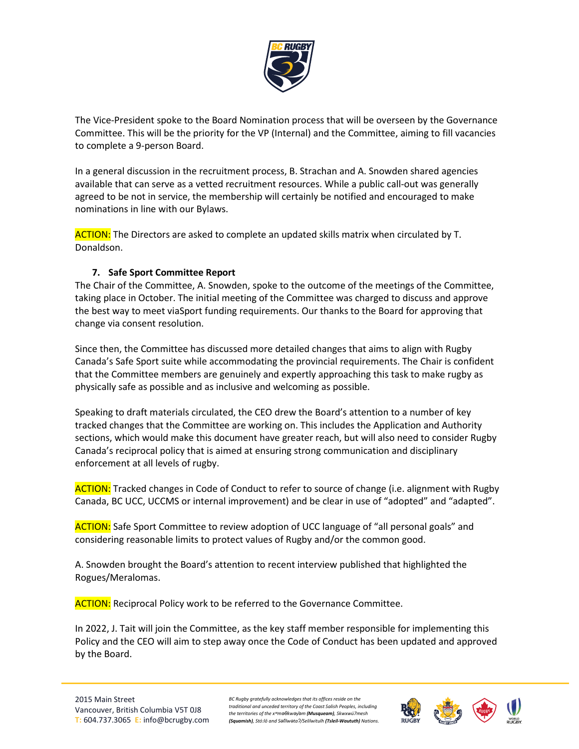The Vice-President spoke to the Board Nomination process that will be overseen by the Governance Committee. This will be the priority for the VP (Internal) and the Committee, aiming to fill vacancies to complete a 9-person Board.

In a general discussion in the recruitment process, B. Strachan and A. Snowden shared agencies available that can serve as a vetted recruitment resources. While a public call-out was generally agreed to be not in service, the membership will certainly be notified and encouraged to make nominations in line with our Bylaws.

ACTION: The Directors are asked to complete an updated skills matrix when circulated by T. Donaldson.

**7. Safe Sport Committee Report**

The Chair of the Committee, A. Snowden, spoke to the outcome of the meetings of the Committee, taking place in October. The initial meeting of the Committee was charged to discuss and approve the best way to meet viaSport funding requirements. Our thanks to the Board for approving that change via consent resolution.

Since then, the Committee has discussed more detailed changes that aims to align with Rugby Canada's Safe Sport suite while accommodating the provincial requirements. The Chair is confident that the Committee members are genuinely and expertly approaching this task to make rugby as physically safe as possible and as inclusive and welcoming as possible.

Speaking to draft materials circulated, the CEO drew the Board's attention to a number of key tracked changes that the Committee are working on. This includes the Application and Authority sections, which would make this document have greater reach, but will also need to consider Rugby Canada's reciprocal policy that is aimed at ensuring strong communication and disciplinary enforcement at all levels of rugby.

ACTION: Tracked changes in Code of Conduct to refer to source of change (i.e. alignment with Rugby Canada, BC UCC, UCCMS or internal improvement) and be clear in use of "adopted" and "adapted".

ACTION: Safe Sport Committee to review adoption of UCC language of "all personal goals" and considering reasonable limits to protect values of Rugby and/or the common good.

A. Snowden brought the Board's attention to recent interview published that highlighted the Rogues/Meralomas.

ACTION: Reciprocal Policy work to be referred to the Governance Committee.

In 2022, J. Tait will join the Committee, as the key staff member responsible for implementing this Policy and the CEO will aim to step away once the Code of Conduct has been updated and approved by the Board.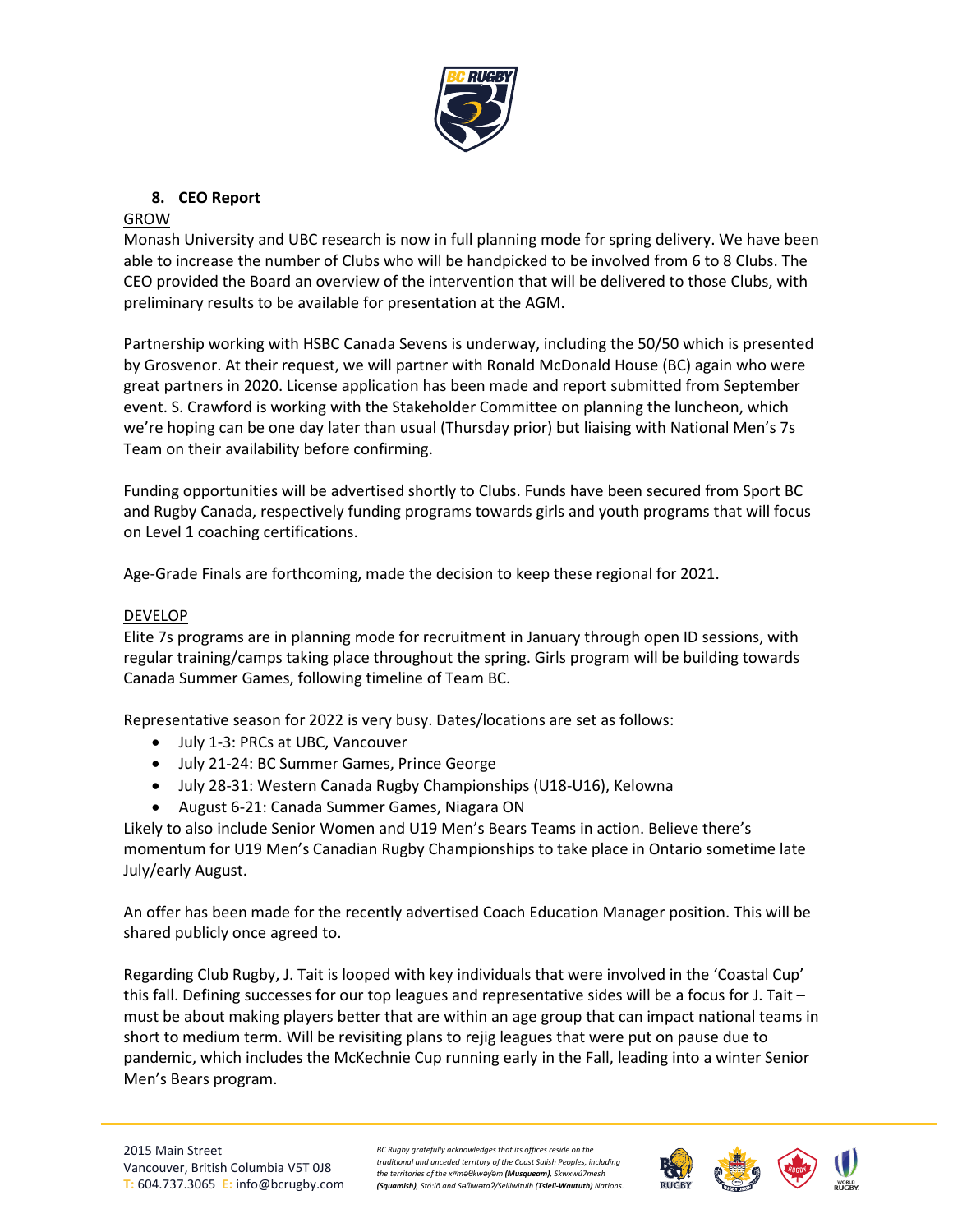## 8. CEO Report

GROW

Monash University and UBC research is now in full planning mode for spring delivery. We have been able to increase the number of Clubs who will be handpicked to be involved from 6 to 8 Clubs. The CEO provided the Board an overview of the intervention that will be delivered to those Clubs, with preliminary results to be available for presentation at the AGM.

Partnership working with HSBC Canada Sevens is underway, including the 50/50 which is presented by Grosvenor. At their request, we will partner with Ronald McDonald House (BC) again who were great partners in 2020. License application has been made and report submitted from September event. S. Crawford is working with the Stakeholder Committee on planning the luncheon, which we're hoping can be one day later than usual (Thursday prior) but liaising with National Men's 7s Team on their availability before confirming.

Funding opportunities will be advertised shortly to Clubs. Funds have been secured from Sport BC and Rugby Canada, respectively funding programs towards girls and youth programs that will focus on Level 1 coaching certifications.

Age-Grade Finals are forthcoming, made the decision to keep these regional for 2021.

DEVELOP

Elite 7s programs are in planning mode for recruitment in January through open ID sessions, with regular training/camps taking place throughout the spring. Girls program will be building towards Canada Summer Games, following timeline of Team BC.

Representative season for 2022 is very busy. Dates/locations are set as follows:

- July 1-3: PRCs at UBC, Vancouver
- July 21-24: BC Summer Games, Prince George
- July 28-31: Western Canada Rugby Championships (U18-U16), Kelowna
- August 6-21: Canada Summer Games, Niagara ON

Likely to also include Senior Women and U19 Men's Bears Teams in action. Believe there's momentum for U19 Men's Canadian Rugby Championships to take place in Ontario sometime late July/early August.

An offer has been made for the recently advertised Coach Education Manager position. This will be shared publicly once agreed to.

Regarding Club Rugby, J. Tait is looped with key individuals that were involved in the 'Coastal Cup' this fall. Defining successes for our top leagues and representative sides will be a focus for J. Tait – must be about making players better that are within an age group that can impact national teams in short to medium term. Will be revisiting plans to rejig leagues that were put on pause due to pandemic, which includes the McKechnie Cup running early in the Fall, leading into a winter Senior Men's Bears program.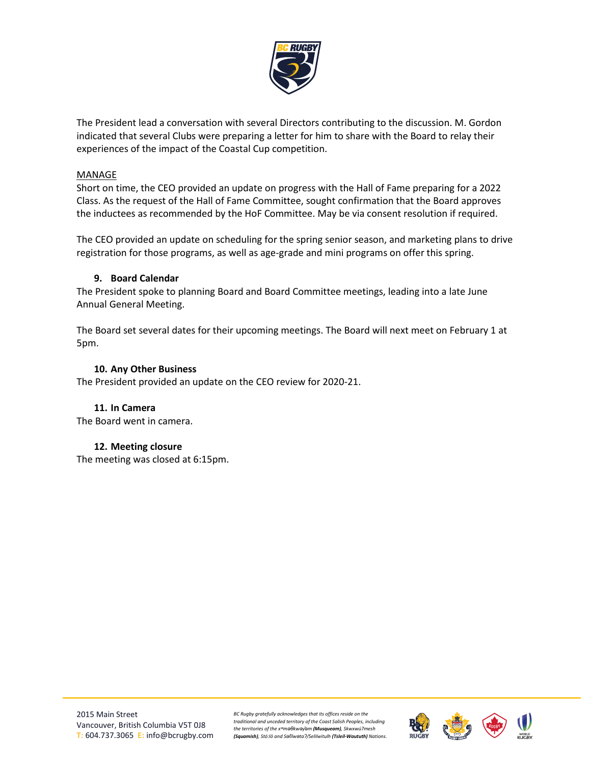The President lead a conversation with several Directors contributing to the discussion. M. Gordon indicated that several Clubs were preparing a letter for him to share with the Board to relay their experiences of the impact of the Coastal Cup competition.

MANAGE

Short on time, the CEO provided an update on progress with the Hall of Fame preparing for a 2022 Class. As the request of the Hall of Fame Committee, sought confirmation that the Board approves the inductees as recommended by the HoF Committee. May be via consent resolution if required.

The CEO provided an update on scheduling for the spring senior season, and marketing plans to drive registration for those programs, as well as age-grade and mini programs on offer this spring.

**9. Board Calendar**

The President spoke to planning Board and Board Committee meetings, leading into a late June Annual General Meeting.

The Board set several dates for their upcoming meetings. The Board will next meet on February 1 at 5pm.

**10. Any Other Business**

The President provided an update on the CEO review for 2020-21.

**11. In Camera**

The Board went in camera.

**12. Meeting closure**

The meeting was closed at 6:15pm.